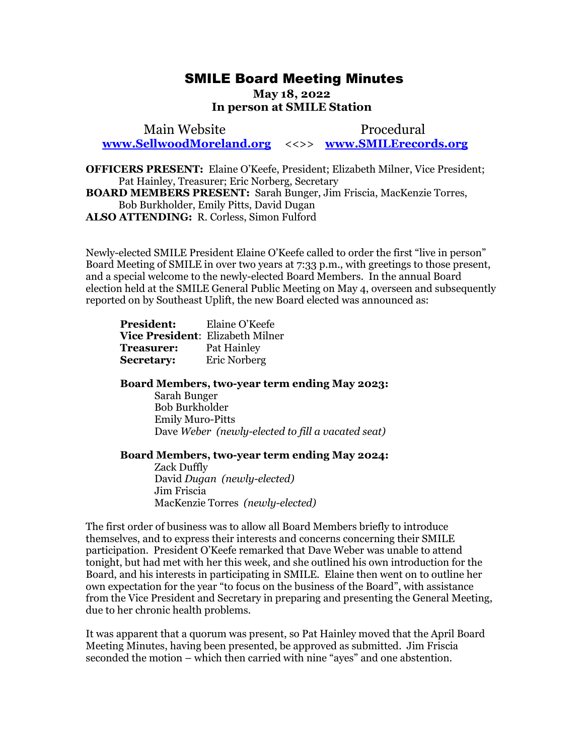# SMILE Board Meeting Minutes

**May 18, 2022**
**In person at SMILE Station**

Main Website **[www.SellwoodMoreland.org](http://www.SellwoodMoreland.org)** <<>> Procedural **[www.SMILErecords.org](http://www.SMILErecords.org)**

**OFFICERS PRESENT:** Elaine O'Keefe, President; Elizabeth Milner, Vice President; Pat Hainley, Treasurer; Eric Norberg, Secretary
**BOARD MEMBERS PRESENT:** Sarah Bunger, Jim Friscia, MacKenzie Torres, Bob Burkholder, Emily Pitts, David Dugan
**ALSO ATTENDING:** R. Corless, Simon Fulford

Newly-elected SMILE President Elaine O'Keefe called to order the first "live in person" Board Meeting of SMILE in over two years at 7:33 p.m., with greetings to those present, and a special welcome to the newly-elected Board Members. In the annual Board election held at the SMILE General Public Meeting on May 4, overseen and subsequently reported on by Southeast Uplift, the new Board elected was announced as:

**President:** Elaine O'Keefe
**Vice President**: Elizabeth Milner
**Treasurer:** Pat Hainley
**Secretary:** Eric Norberg

**Board Members, two-year term ending May 2023:**

- Sarah Bunger
- Bob Burkholder
- Emily Muro-Pitts
- Dave *Weber (newly-elected to fill a vacated seat)*

**Board Members, two-year term ending May 2024:**

- Zack Duffly
- David *Dugan (newly-elected)*
- Jim Friscia
- MacKenzie Torres *(newly-elected)*

The first order of business was to allow all Board Members briefly to introduce themselves, and to express their interests and concerns concerning their SMILE participation. President O'Keefe remarked that Dave Weber was unable to attend tonight, but had met with her this week, and she outlined his own introduction for the Board, and his interests in participating in SMILE. Elaine then went on to outline her own expectation for the year "to focus on the business of the Board", with assistance from the Vice President and Secretary in preparing and presenting the General Meeting, due to her chronic health problems.

It was apparent that a quorum was present, so Pat Hainley moved that the April Board Meeting Minutes, having been presented, be approved as submitted. Jim Friscia seconded the motion – which then carried with nine "ayes" and one abstention.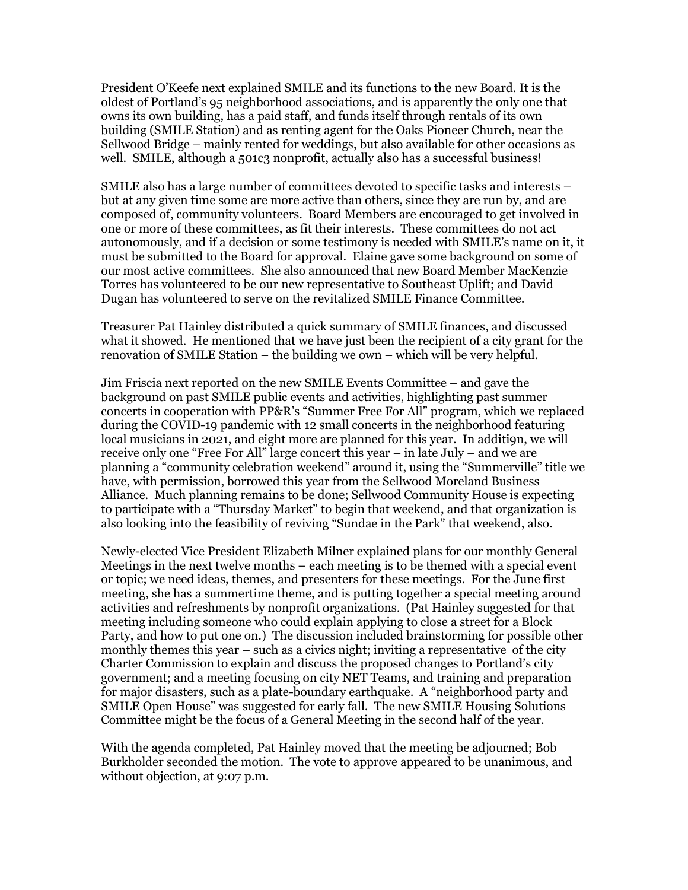President O'Keefe next explained SMILE and its functions to the new Board. It is the oldest of Portland's 95 neighborhood associations, and is apparently the only one that owns its own building, has a paid staff, and funds itself through rentals of its own building (SMILE Station) and as renting agent for the Oaks Pioneer Church, near the Sellwood Bridge – mainly rented for weddings, but also available for other occasions as well. SMILE, although a 501c3 nonprofit, actually also has a successful business!

SMILE also has a large number of committees devoted to specific tasks and interests – but at any given time some are more active than others, since they are run by, and are composed of, community volunteers. Board Members are encouraged to get involved in one or more of these committees, as fit their interests. These committees do not act autonomously, and if a decision or some testimony is needed with SMILE's name on it, it must be submitted to the Board for approval. Elaine gave some background on some of our most active committees. She also announced that new Board Member MacKenzie Torres has volunteered to be our new representative to Southeast Uplift; and David Dugan has volunteered to serve on the revitalized SMILE Finance Committee.

Treasurer Pat Hainley distributed a quick summary of SMILE finances, and discussed what it showed. He mentioned that we have just been the recipient of a city grant for the renovation of SMILE Station – the building we own – which will be very helpful.

Jim Friscia next reported on the new SMILE Events Committee – and gave the background on past SMILE public events and activities, highlighting past summer concerts in cooperation with PP&R's "Summer Free For All" program, which we replaced during the COVID-19 pandemic with 12 small concerts in the neighborhood featuring local musicians in 2021, and eight more are planned for this year. In additi9n, we will receive only one "Free For All" large concert this year – in late July – and we are planning a "community celebration weekend" around it, using the "Summerville" title we have, with permission, borrowed this year from the Sellwood Moreland Business Alliance. Much planning remains to be done; Sellwood Community House is expecting to participate with a "Thursday Market" to begin that weekend, and that organization is also looking into the feasibility of reviving "Sundae in the Park" that weekend, also.

Newly-elected Vice President Elizabeth Milner explained plans for our monthly General Meetings in the next twelve months – each meeting is to be themed with a special event or topic; we need ideas, themes, and presenters for these meetings. For the June first meeting, she has a summertime theme, and is putting together a special meeting around activities and refreshments by nonprofit organizations. (Pat Hainley suggested for that meeting including someone who could explain applying to close a street for a Block Party, and how to put one on.) The discussion included brainstorming for possible other monthly themes this year – such as a civics night; inviting a representative of the city Charter Commission to explain and discuss the proposed changes to Portland's city government; and a meeting focusing on city NET Teams, and training and preparation for major disasters, such as a plate-boundary earthquake. A "neighborhood party and SMILE Open House" was suggested for early fall. The new SMILE Housing Solutions Committee might be the focus of a General Meeting in the second half of the year.

With the agenda completed, Pat Hainley moved that the meeting be adjourned; Bob Burkholder seconded the motion. The vote to approve appeared to be unanimous, and without objection, at 9:07 p.m.